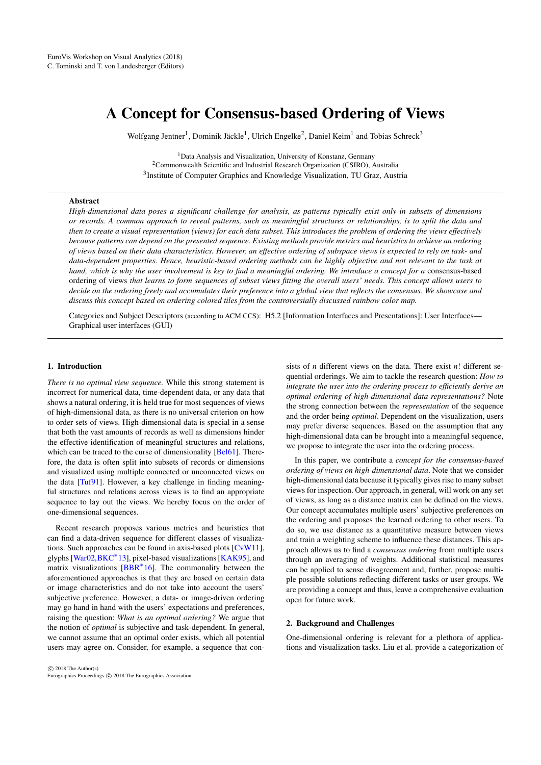EuroVis Workshop on Visual Analytics (2018)
C. Tominski and T. von Landesberger (Editors)

# A Concept for Consensus-based Ordering of Views

Wolfgang Jentner[1], Dominik Jäckle[1], Ulrich Engelke[2], Daniel Keim[1] and Tobias Schreck[3]

[1]Data Analysis and Visualization, University of Konstanz, Germany
[2]Commonwealth Scientific and Industrial Research Organization (CSIRO), Australia
[3]Institute of Computer Graphics and Knowledge Visualization, TU Graz, Austria

## Abstract

*High-dimensional data poses a significant challenge for analysis, as patterns typically exist only in subsets of dimensions or records. A common approach to reveal patterns, such as meaningful structures or relationships, is to split the data and then to create a visual representation (views) for each data subset. This introduces the problem of ordering the views effectively because patterns can depend on the presented sequence. Existing methods provide metrics and heuristics to achieve an ordering of views based on their data characteristics. However, an effective ordering of subspace views is expected to rely on task- and data-dependent properties. Hence, heuristic-based ordering methods can be highly objective and not relevant to the task at hand, which is why the user involvement is key to find a meaningful ordering. We introduce a concept for a* consensus-based ordering of views *that learns to form sequences of subset views fitting the overall users' needs. This concept allows users to decide on the ordering freely and accumulates their preference into a global view that reflects the consensus. We showcase and discuss this concept based on ordering colored tiles from the controversially discussed rainbow color map.*

Categories and Subject Descriptors (according to ACM CCS): H5.2 [Information Interfaces and Presentations]: User Interfaces—Graphical user interfaces (GUI)

## 1. Introduction

*There is no optimal view sequence.* While this strong statement is incorrect for numerical data, time-dependent data, or any data that shows a natural ordering, it is held true for most sequences of views of high-dimensional data, as there is no universal criterion on how to order sets of views. High-dimensional data is special in a sense that both the vast amounts of records as well as dimensions hinder the effective identification of meaningful structures and relations, which can be traced to the curse of dimensionality [Bel61]. Therefore, the data is often split into subsets of records or dimensions and visualized using multiple connected or unconnected views on the data [Tuf91]. However, a key challenge in finding meaningful structures and relations across views is to find an appropriate sequence to lay out the views. We hereby focus on the order of one-dimensional sequences.

Recent research proposes various metrics and heuristics that can find a data-driven sequence for different classes of visualizations. Such approaches can be found in axis-based plots [CvW11], glyphs [War02,BKC*13], pixel-based visualizations [KAK95], and matrix visualizations [BBR*16]. The commonality between the aforementioned approaches is that they are based on certain data or image characteristics and do not take into account the users' subjective preference. However, a data- or image-driven ordering may go hand in hand with the users' expectations and preferences, raising the question: *What is an optimal ordering?* We argue that the notion of *optimal* is subjective and task-dependent. In general, we cannot assume that an optimal order exists, which all potential users may agree on. Consider, for example, a sequence that consists of $n$ different views on the data. There exist $n!$ different sequential orderings. We aim to tackle the research question: *How to integrate the user into the ordering process to efficiently derive an optimal ordering of high-dimensional data representations?* Note the strong connection between the *representation* of the sequence and the order being *optimal*. Dependent on the visualization, users may prefer diverse sequences. Based on the assumption that any high-dimensional data can be brought into a meaningful sequence, we propose to integrate the user into the ordering process.

In this paper, we contribute a *concept for the consensus-based ordering of views on high-dimensional data*. Note that we consider high-dimensional data because it typically gives rise to many subset views for inspection. Our approach, in general, will work on any set of views, as long as a distance matrix can be defined on the views. Our concept accumulates multiple users' subjective preferences on the ordering and proposes the learned ordering to other users. To do so, we use distance as a quantitative measure between views and train a weighting scheme to influence these distances. This approach allows us to find a *consensus ordering* from multiple users through an averaging of weights. Additional statistical measures can be applied to sense disagreement and, further, propose multiple possible solutions reflecting different tasks or user groups. We are providing a concept and thus, leave a comprehensive evaluation open for future work.

## 2. Background and Challenges

One-dimensional ordering is relevant for a plethora of applications and visualization tasks. Liu et al. provide a categorization of

© 2018 The Author(s)
Eurographics Proceedings © 2018 The Eurographics Association.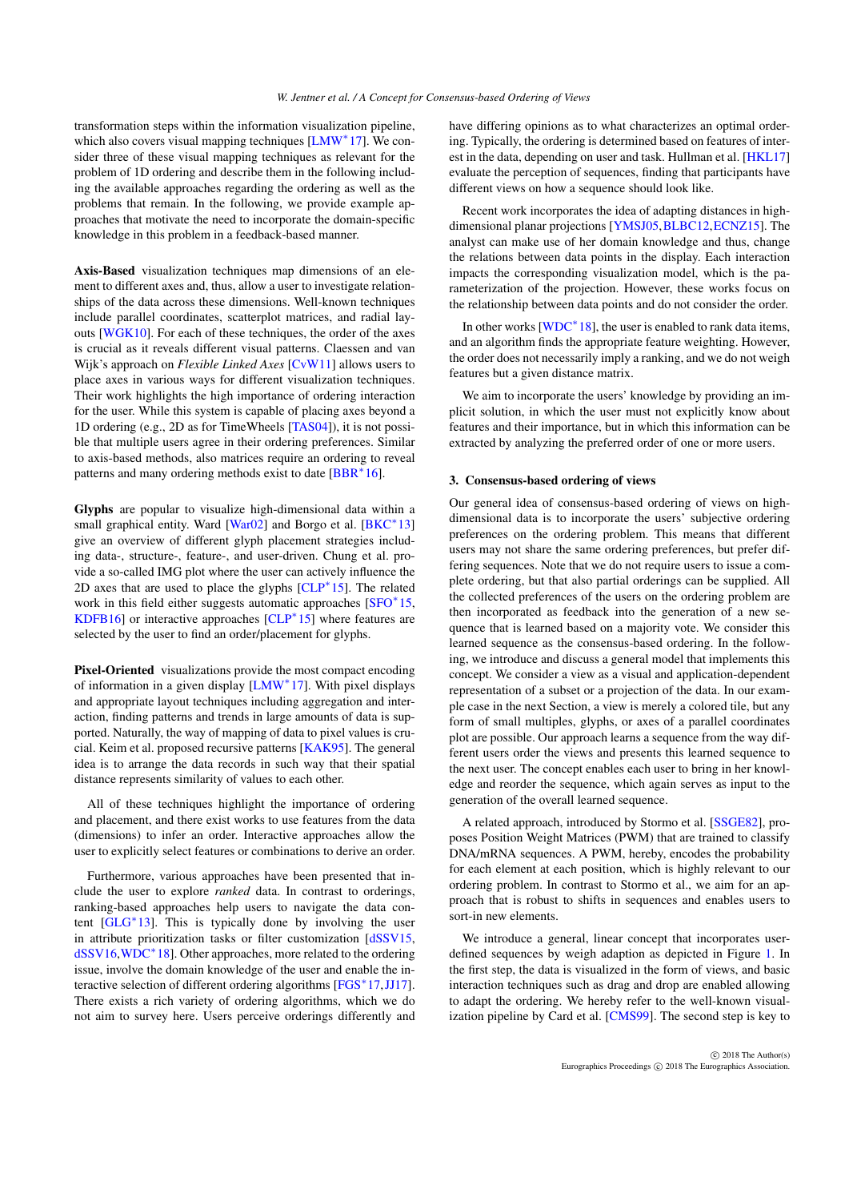transformation steps within the information visualization pipeline, which also covers visual mapping techniques [LMW*17]. We consider three of these visual mapping techniques as relevant for the problem of 1D ordering and describe them in the following including the available approaches regarding the ordering as well as the problems that remain. In the following, we provide example approaches that motivate the need to incorporate the domain-specific knowledge in this problem in a feedback-based manner.

**Axis-Based** visualization techniques map dimensions of an element to different axes and, thus, allow a user to investigate relationships of the data across these dimensions. Well-known techniques include parallel coordinates, scatterplot matrices, and radial layouts [WGK10]. For each of these techniques, the order of the axes is crucial as it reveals different visual patterns. Claessen and van Wijk's approach on *Flexible Linked Axes* [CvW11] allows users to place axes in various ways for different visualization techniques. Their work highlights the high importance of ordering interaction for the user. While this system is capable of placing axes beyond a 1D ordering (e.g., 2D as for TimeWheels [TAS04]), it is not possible that multiple users agree in their ordering preferences. Similar to axis-based methods, also matrices require an ordering to reveal patterns and many ordering methods exist to date [BBR*16].

**Glyphs** are popular to visualize high-dimensional data within a small graphical entity. Ward [War02] and Borgo et al. [BKC*13] give an overview of different glyph placement strategies including data-, structure-, feature-, and user-driven. Chung et al. provide a so-called IMG plot where the user can actively influence the 2D axes that are used to place the glyphs [CLP*15]. The related work in this field either suggests automatic approaches [SFO*15, KDFB16] or interactive approaches [CLP*15] where features are selected by the user to find an order/placement for glyphs.

**Pixel-Oriented** visualizations provide the most compact encoding of information in a given display [LMW*17]. With pixel displays and appropriate layout techniques including aggregation and interaction, finding patterns and trends in large amounts of data is supported. Naturally, the way of mapping of data to pixel values is crucial. Keim et al. proposed recursive patterns [KAK95]. The general idea is to arrange the data records in such way that their spatial distance represents similarity of values to each other.

All of these techniques highlight the importance of ordering and placement, and there exist works to use features from the data (dimensions) to infer an order. Interactive approaches allow the user to explicitly select features or combinations to derive an order.

Furthermore, various approaches have been presented that include the user to explore *ranked* data. In contrast to orderings, ranking-based approaches help users to navigate the data content [GLG*13]. This is typically done by involving the user in attribute prioritization tasks or filter customization [dSSV15, dSSV16, WDC*18]. Other approaches, more related to the ordering issue, involve the domain knowledge of the user and enable the interactive selection of different ordering algorithms [FGS*17, JJ17]. There exists a rich variety of ordering algorithms, which we do not aim to survey here. Users perceive orderings differently and have differing opinions as to what characterizes an optimal ordering. Typically, the ordering is determined based on features of interest in the data, depending on user and task. Hullman et al. [HKL17] evaluate the perception of sequences, finding that participants have different views on how a sequence should look like.

Recent work incorporates the idea of adapting distances in high-dimensional planar projections [YMSJ05, BLBC12, ECNZ15]. The analyst can make use of her domain knowledge and thus, change the relations between data points in the display. Each interaction impacts the corresponding visualization model, which is the parameterization of the projection. However, these works focus on the relationship between data points and do not consider the order.

In other works [WDC*18], the user is enabled to rank data items, and an algorithm finds the appropriate feature weighting. However, the order does not necessarily imply a ranking, and we do not weigh features but a given distance matrix.

We aim to incorporate the users' knowledge by providing an implicit solution, in which the user must not explicitly know about features and their importance, but in which this information can be extracted by analyzing the preferred order of one or more users.

## 3. Consensus-based ordering of views

Our general idea of consensus-based ordering of views on high-dimensional data is to incorporate the users' subjective ordering preferences on the ordering problem. This means that different users may not share the same ordering preferences, but prefer differing sequences. Note that we do not require users to issue a complete ordering, but that also partial orderings can be supplied. All the collected preferences of the users on the ordering problem are then incorporated as feedback into the generation of a new sequence that is learned based on a majority vote. We consider this learned sequence as the consensus-based ordering. In the following, we introduce and discuss a general model that implements this concept. We consider a view as a visual and application-dependent representation of a subset or a projection of the data. In our example case in the next Section, a view is merely a colored tile, but any form of small multiples, glyphs, or axes of a parallel coordinates plot are possible. Our approach learns a sequence from the way different users order the views and presents this learned sequence to the next user. The concept enables each user to bring in her knowledge and reorder the sequence, which again serves as input to the generation of the overall learned sequence.

A related approach, introduced by Stormo et al. [SSGE82], proposes Position Weight Matrices (PWM) that are trained to classify DNA/mRNA sequences. A PWM, hereby, encodes the probability for each element at each position, which is highly relevant to our ordering problem. In contrast to Stormo et al., we aim for an approach that is robust to shifts in sequences and enables users to sort-in new elements.

We introduce a general, linear concept that incorporates user-defined sequences by weigh adaption as depicted in Figure 1. In the first step, the data is visualized in the form of views, and basic interaction techniques such as drag and drop are enabled allowing to adapt the ordering. We hereby refer to the well-known visualization pipeline by Card et al. [CMS99]. The second step is key to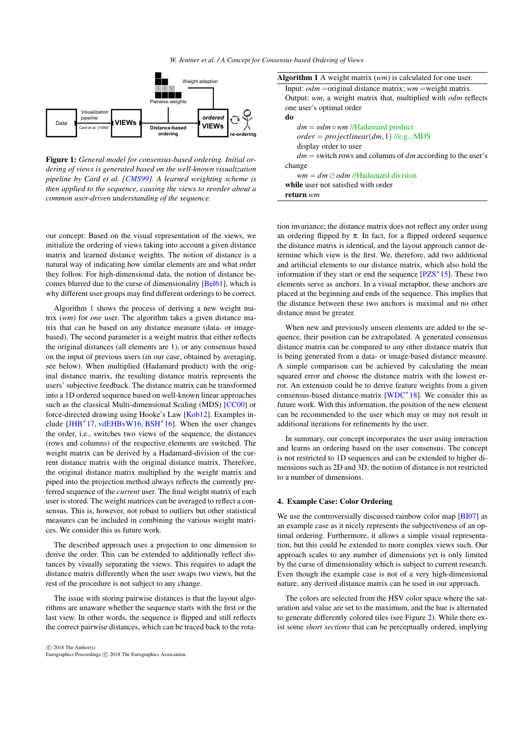Data | Visualization pipeline | Card et al. (1999) | VIEWs | Distance-based ordering | Pairwise weights | Weight adaption | ordered VIEWs | re-ordering

**Figure 1:** *General model for consensus-based ordering. Initial ordering of views is generated based on the well-known visualization pipeline by Card et al. [CMS99]. A learned weighting scheme is then applied to the sequence, causing the views to reorder about a common user-driven understanding of the sequence.*

our concept: Based on the visual representation of the views, we initialize the ordering of views taking into account a given distance matrix and learned distance weights. The notion of distance is a natural way of indicating how similar elements are and what order they follow. For high-dimensional data, the notion of distance becomes blurred due to the curse of dimensionality [Bel61], which is why different user groups may find different orderings to be correct.

Algorithm 1 shows the process of deriving a new weight matrix (*wm*) for *one* user. The algorithm takes a given distance matrix that can be based on any distance measure (data- or image-based). The second parameter is a weight matrix that either reflects the original distances (all elements are 1), or any consensus based on the input of previous users (in our case, obtained by averaging, see below). When multiplied (Hadamard product) with the original distance matrix, the resulting distance matrix represents the users' subjective feedback. The distance matrix can be transformed into a 1D ordered sequence based on well-known linear approaches such as the classical Multi-dimensional Scaling (MDS) [CC00] or force-directed drawing using Hooke's Law [Kob12]. Examples include [JHB*17, vdEHBvW16, BSH*16]. When the user changes the order, i.e., switches two views of the sequence, the distances (rows and columns) of the respective elements are switched. The weight matrix can be derived by a Hadamard-division of the current distance matrix with the original distance matrix. Therefore, the original distance matrix multiplied by the weight matrix and piped into the projection method always reflects the currently preferred sequence of the *current* user. The final weight matrix of each user is stored. The weight matrices can be averaged to reflect a consensus. This is, however, not robust to outliers but other statistical measures can be included in combining the various weight matrices. We consider this as future work.

The described approach uses a projection to one dimension to derive the order. This can be extended to additionally reflect distances by visually separating the views. This requires to adapt the distance matrix differently when the user swaps two views, but the rest of the procedure is not subject to any change.

The issue with storing pairwise distances is that the layout algorithms are unaware whether the sequence starts with the first or the last view. In other words, the sequence is flipped and still reflects the correct pairwise distances, which can be traced back to the rotation invariance; the distance matrix does not reflect any order using an ordering flipped by $\pi$. In fact, for a flipped ordered sequence the distance matrix is identical, and the layout approach cannot determine which view is the first. We, therefore, add two additional and artificial elements to our distance matrix, which also hold the information if they start or end the sequence [PZS*15]. These two elements serve as anchors. In a visual metaphor, these anchors are placed at the beginning and ends of the sequence. This implies that the distance between these two anchors is maximal and no other distance must be greater.

**Algorithm 1** A weight matrix (*wm*) is calculated for one user.

Input: *odm* = original distance matrix; *wm* = weight matrix
Output: *wm*, a weight matrix that, multiplied with *odm* reflects one user's optimal order
**do**
  $dm = odm \circ wm$ //Hadamard product
  $order = projectlinear(dm, 1)$ //e.g., MDS
  display order to user
  $dm$ = switch rows and columns of *dm* according to the user's change
  $wm = dm \oslash odm$ //Hadamard division
**while** user not satisfied with order
**return** *wm*

When new and previously unseen elements are added to the sequence, their position can be extrapolated. A generated consensus distance matrix can be compared to any other distance matrix that is being generated from a data- or image-based distance measure. A simple comparison can be achieved by calculating the mean squared error and choose the distance matrix with the lowest error. An extension could be to derive feature weights from a given consensus-based distance-matrix [WDC*18]. We consider this as future work. With this information, the position of the new element can be recommended to the user which may or may not result in additional iterations for refinements by the user.

In summary, our concept incorporates the user using interaction and learns an ordering based on the user consensus. The concept is not restricted to 1D sequences and can be extended to higher dimensions such as 2D and 3D; the notion of distance is not restricted to a number of dimensions.

## 4. Example Case: Color Ordering

We use the controversially discussed rainbow color map [BI07] as an example case as it nicely represents the subjectiveness of an optimal ordering. Furthermore, it allows a simple visual representation, but this could be extended to more complex views such. Our approach scales to any number of dimensions yet is only limited by the curse of dimensionality which is subject to current research. Even though the example case is not of a very high-dimensional nature, any derived distance matrix can be used in our approach.

The colors are selected from the HSV color space where the saturation and value are set to the maximum, and the hue is alternated to generate differently colored tiles (see Figure 2). While there exist some *short sections* that can be perceptually ordered, implying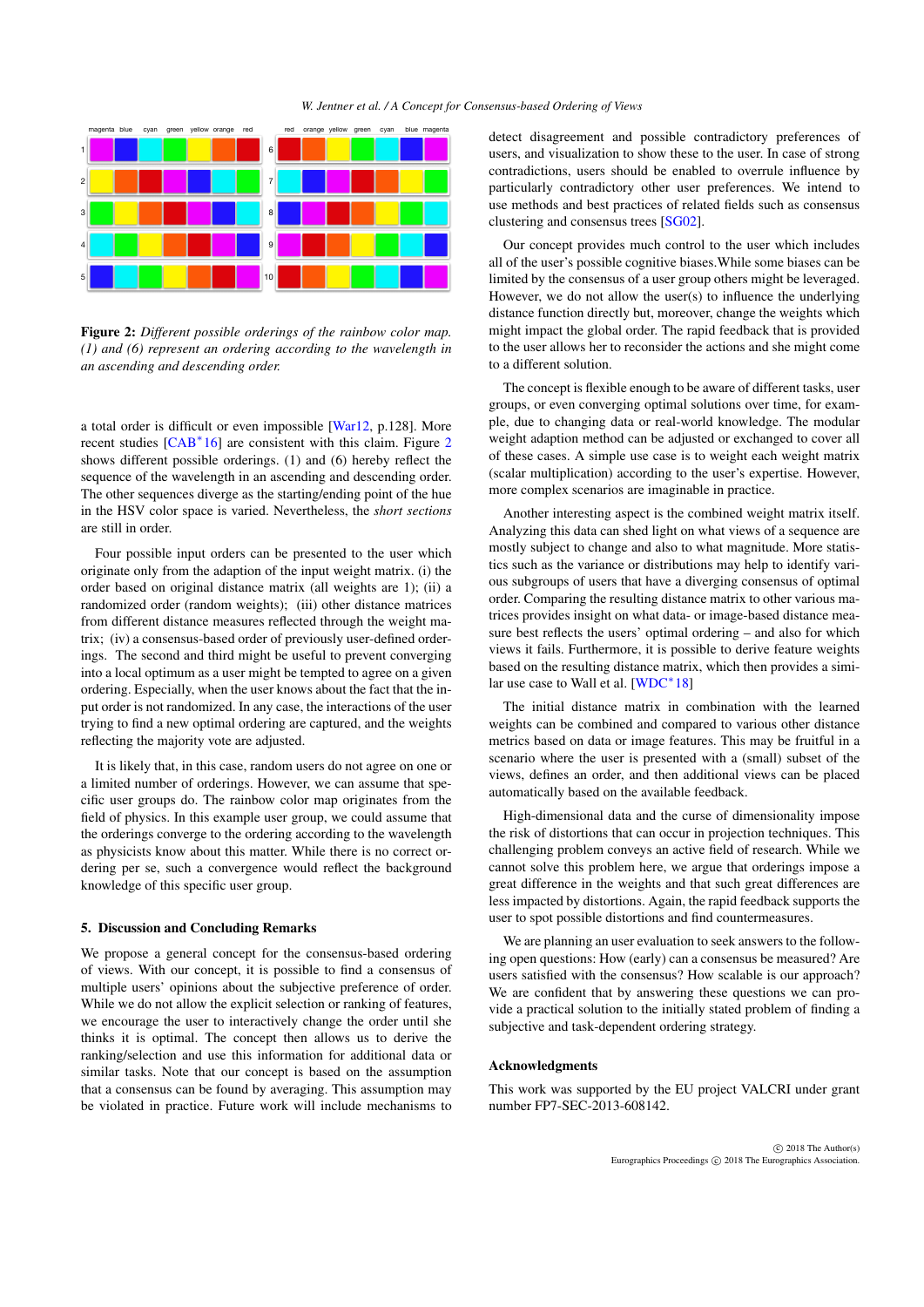**Figure 2:** *Different possible orderings of the rainbow color map. (1) and (6) represent an ordering according to the wavelength in an ascending and descending order.*

a total order is difficult or even impossible [War12, p.128]. More recent studies [CAB*16] are consistent with this claim. Figure 2 shows different possible orderings. (1) and (6) hereby reflect the sequence of the wavelength in an ascending and descending order. The other sequences diverge as the starting/ending point of the hue in the HSV color space is varied. Nevertheless, the *short sections* are still in order.

Four possible input orders can be presented to the user which originate only from the adaption of the input weight matrix. (i) the order based on original distance matrix (all weights are 1); (ii) a randomized order (random weights); (iii) other distance matrices from different distance measures reflected through the weight matrix; (iv) a consensus-based order of previously user-defined orderings. The second and third might be useful to prevent converging into a local optimum as a user might be tempted to agree on a given ordering. Especially, when the user knows about the fact that the input order is not randomized. In any case, the interactions of the user trying to find a new optimal ordering are captured, and the weights reflecting the majority vote are adjusted.

It is likely that, in this case, random users do not agree on one or a limited number of orderings. However, we can assume that specific user groups do. The rainbow color map originates from the field of physics. In this example user group, we could assume that the orderings converge to the ordering according to the wavelength as physicists know about this matter. While there is no correct ordering per se, such a convergence would reflect the background knowledge of this specific user group.

## 5. Discussion and Concluding Remarks

We propose a general concept for the consensus-based ordering of views. With our concept, it is possible to find a consensus of multiple users' opinions about the subjective preference of order. While we do not allow the explicit selection or ranking of features, we encourage the user to interactively change the order until she thinks it is optimal. The concept then allows us to derive the ranking/selection and use this information for additional data or similar tasks. Note that our concept is based on the assumption that a consensus can be found by averaging. This assumption may be violated in practice. Future work will include mechanisms to detect disagreement and possible contradictory preferences of users, and visualization to show these to the user. In case of strong contradictions, users should be enabled to overrule influence by particularly contradictory other user preferences. We intend to use methods and best practices of related fields such as consensus clustering and consensus trees [SG02].

Our concept provides much control to the user which includes all of the user's possible cognitive biases.While some biases can be limited by the consensus of a user group others might be leveraged. However, we do not allow the user(s) to influence the underlying distance function directly but, moreover, change the weights which might impact the global order. The rapid feedback that is provided to the user allows her to reconsider the actions and she might come to a different solution.

The concept is flexible enough to be aware of different tasks, user groups, or even converging optimal solutions over time, for example, due to changing data or real-world knowledge. The modular weight adaption method can be adjusted or exchanged to cover all of these cases. A simple use case is to weight each weight matrix (scalar multiplication) according to the user's expertise. However, more complex scenarios are imaginable in practice.

Another interesting aspect is the combined weight matrix itself. Analyzing this data can shed light on what views of a sequence are mostly subject to change and also to what magnitude. More statistics such as the variance or distributions may help to identify various subgroups of users that have a diverging consensus of optimal order. Comparing the resulting distance matrix to other various matrices provides insight on what data- or image-based distance measure best reflects the users' optimal ordering – and also for which views it fails. Furthermore, it is possible to derive feature weights based on the resulting distance matrix, which then provides a similar use case to Wall et al. [WDC*18]

The initial distance matrix in combination with the learned weights can be combined and compared to various other distance metrics based on data or image features. This may be fruitful in a scenario where the user is presented with a (small) subset of the views, defines an order, and then additional views can be placed automatically based on the available feedback.

High-dimensional data and the curse of dimensionality impose the risk of distortions that can occur in projection techniques. This challenging problem conveys an active field of research. While we cannot solve this problem here, we argue that orderings impose a great difference in the weights and that such great differences are less impacted by distortions. Again, the rapid feedback supports the user to spot possible distortions and find countermeasures.

We are planning an user evaluation to seek answers to the following open questions: How (early) can a consensus be measured? Are users satisfied with the consensus? How scalable is our approach? We are confident that by answering these questions we can provide a practical solution to the initially stated problem of finding a subjective and task-dependent ordering strategy.

### Acknowledgments

This work was supported by the EU project VALCRI under grant number FP7-SEC-2013-608142.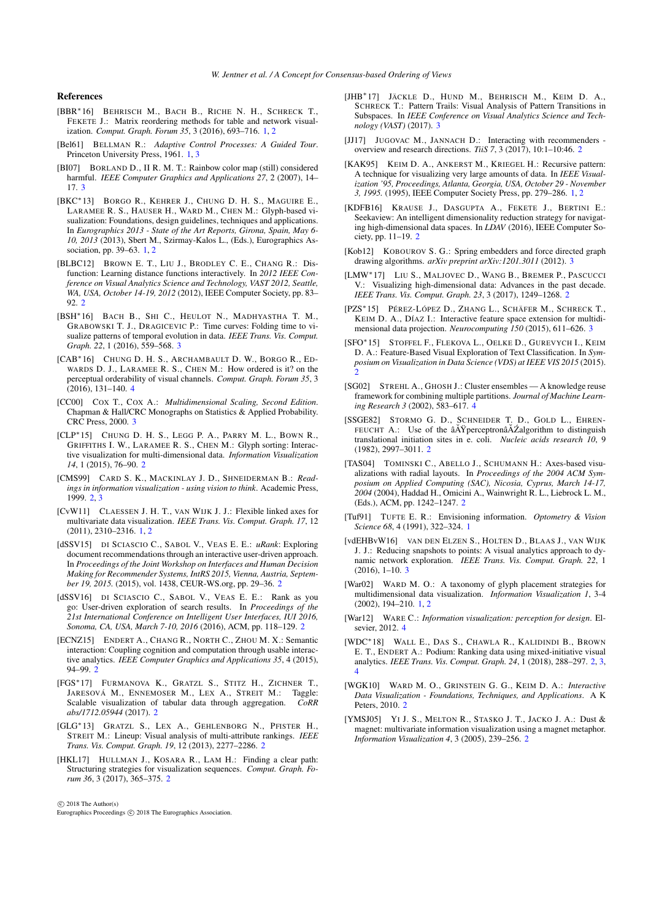## References

[BBR*16] Behrisch M., Bach B., Riche N. H., Schreck T., Fekete J.: Matrix reordering methods for table and network visualization. *Comput. Graph. Forum 35*, 3 (2016), 693–716. 1, 2

[Bel61] Bellman R.: *Adaptive Control Processes: A Guided Tour*. Princeton University Press, 1961. 1, 3

[BI07] Borland D., II R. M. T.: Rainbow color map (still) considered harmful. *IEEE Computer Graphics and Applications 27*, 2 (2007), 14–17. 3

[BKC*13] Borgo R., Kehrer J., Chung D. H. S., Maguire E., Laramee R. S., Hauser H., Ward M., Chen M.: Glyph-based visualization: Foundations, design guidelines, techniques and applications. In *Eurographics 2013 - State of the Art Reports, Girona, Spain, May 6-10, 2013* (2013), Sbert M., Szirmay-Kalos L., (Eds.), Eurographics Association, pp. 39–63. 1, 2

[BLBC12] Brown E. T., Liu J., Brodley C. E., Chang R.: Dis-function: Learning distance functions interactively. In *2012 IEEE Conference on Visual Analytics Science and Technology, VAST 2012, Seattle, WA, USA, October 14-19, 2012* (2012), IEEE Computer Society, pp. 83–92. 2

[BSH*16] Bach B., Shi C., Heulot N., Madhyastha T. M., Grabowski T. J., Dragicevic P.: Time curves: Folding time to visualize patterns of temporal evolution in data. *IEEE Trans. Vis. Comput. Graph. 22*, 1 (2016), 559–568. 3

[CAB*16] Chung D. H. S., Archambault D. W., Borgo R., Edwards D. J., Laramee R. S., Chen M.: How ordered is it? on the perceptual orderability of visual channels. *Comput. Graph. Forum 35*, 3 (2016), 131–140. 4

[CC00] Cox T., Cox A.: *Multidimensional Scaling, Second Edition*. Chapman & Hall/CRC Monographs on Statistics & Applied Probability. CRC Press, 2000. 3

[CLP*15] Chung D. H. S., Legg P. A., Parry M. L., Bown R., Griffiths I. W., Laramee R. S., Chen M.: Glyph sorting: Interactive visualization for multi-dimensional data. *Information Visualization 14*, 1 (2015), 76–90. 2

[CMS99] Card S. K., Mackinlay J. D., Shneiderman B.: *Readings in information visualization - using vision to think*. Academic Press, 1999. 2, 3

[CvW11] Claessen J. H. T., van Wijk J. J.: Flexible linked axes for multivariate data visualization. *IEEE Trans. Vis. Comput. Graph. 17*, 12 (2011), 2310–2316. 1, 2

[dSSV15] di Sciascio C., Sabol V., Veas E. E.: *uRank*: Exploring document recommendations through an interactive user-driven approach. In *Proceedings of the Joint Workshop on Interfaces and Human Decision Making for Recommender Systems, IntRS 2015, Vienna, Austria, September 19, 2015.* (2015), vol. 1438, CEUR-WS.org, pp. 29–36. 2

[dSSV16] di Sciascio C., Sabol V., Veas E. E.: Rank as you go: User-driven exploration of search results. In *Proceedings of the 21st International Conference on Intelligent User Interfaces, IUI 2016, Sonoma, CA, USA, March 7-10, 2016* (2016), ACM, pp. 118–129. 2

[ECNZ15] Endert A., Chang R., North C., Zhou M. X.: Semantic interaction: Coupling cognition and computation through usable interactive analytics. *IEEE Computer Graphics and Applications 35*, 4 (2015), 94–99. 2

[FGS*17] Furmanova K., Gratzl S., Stitz H., Zichner T., Jaresová M., Ennemoser M., Lex A., Streit M.: Taggle: Scalable visualization of tabular data through aggregation. *CoRR abs/1712.05944* (2017). 2

[GLG*13] Gratzl S., Lex A., Gehlenborg N., Pfister H., Streit M.: Lineup: Visual analysis of multi-attribute rankings. *IEEE Trans. Vis. Comput. Graph. 19*, 12 (2013), 2277–2286. 2

[HKL17] Hullman J., Kosara R., Lam H.: Finding a clear path: Structuring strategies for visualization sequences. *Comput. Graph. Forum 36*, 3 (2017), 365–375. 2

[JHB*17] Jäckle D., Hund M., Behrisch M., Keim D. A., Schreck T.: Pattern Trails: Visual Analysis of Pattern Transitions in Subspaces. In *IEEE Conference on Visual Analytics Science and Technology (VAST)* (2017). 3

[JJ17] Jugovac M., Jannach D.: Interacting with recommenders - overview and research directions. *TiiS 7*, 3 (2017), 10:1–10:46. 2

[KAK95] Keim D. A., Ankerst M., Kriegel H.: Recursive pattern: A technique for visualizing very large amounts of data. In *IEEE Visualization '95, Proceedings, Atlanta, Georgia, USA, October 29 - November 3, 1995.* (1995), IEEE Computer Society Press, pp. 279–286. 1, 2

[KDFB16] Krause J., Dasgupta A., Fekete J., Bertini E.: Seekaview: An intelligent dimensionality reduction strategy for navigating high-dimensional data spaces. In *LDAV* (2016), IEEE Computer Society, pp. 11–19. 2

[Kob12] Kobourov S. G.: Spring embedders and force directed graph drawing algorithms. *arXiv preprint arXiv:1201.3011* (2012). 3

[LMW*17] Liu S., Maljovec D., Wang B., Bremer P., Pascucci V.: Visualizing high-dimensional data: Advances in the past decade. *IEEE Trans. Vis. Comput. Graph. 23*, 3 (2017), 1249–1268. 2

[PZS*15] Pérez-López D., Zhang L., Schäfer M., Schreck T., Keim D. A., Díaz I.: Interactive feature space extension for multidimensional data projection. *Neurocomputing 150* (2015), 611–626. 3

[SFO*15] Stoffel F., Flekova L., Oelke D., Gurevych I., Keim D. A.: Feature-Based Visual Exploration of Text Classification. In *Symposium on Visualization in Data Science (VDS) at IEEE VIS 2015* (2015). 2

[SG02] Strehl A., Ghosh J.: Cluster ensembles — A knowledge reuse framework for combining multiple partitions. *Journal of Machine Learning Research 3* (2002), 583–617. 4

[SSGE82] Stormo G. D., Schneider T. D., Gold L., Ehrenfeucht A.: Use of the âĂŸperceptronâĂŹalgorithm to distinguish translational initiation sites in e. coli. *Nucleic acids research 10*, 9 (1982), 2997–3011. 2

[TAS04] Tominski C., Abello J., Schumann H.: Axes-based visualizations with radial layouts. In *Proceedings of the 2004 ACM Symposium on Applied Computing (SAC), Nicosia, Cyprus, March 14-17, 2004* (2004), Haddad H., Omicini A., Wainwright R. L., Liebrock L. M., (Eds.), ACM, pp. 1242–1247. 2

[Tuf91] Tufte E. R.: Envisioning information. *Optometry & Vision Science 68*, 4 (1991), 322–324. 1

[vdEHBvW16] van den Elzen S., Holten D., Blaas J., van Wijk J. J.: Reducing snapshots to points: A visual analytics approach to dynamic network exploration. *IEEE Trans. Vis. Comput. Graph. 22*, 1 (2016), 1–10. 3

[War02] Ward M. O.: A taxonomy of glyph placement strategies for multidimensional data visualization. *Information Visualization 1*, 3-4 (2002), 194–210. 1, 2

[War12] Ware C.: *Information visualization: perception for design*. Elsevier, 2012. 4

[WDC*18] Wall E., Das S., Chawla R., Kalidindi B., Brown E. T., Endert A.: Podium: Ranking data using mixed-initiative visual analytics. *IEEE Trans. Vis. Comput. Graph. 24*, 1 (2018), 288–297. 2, 3, 4

[WGK10] Ward M. O., Grinstein G. G., Keim D. A.: *Interactive Data Visualization - Foundations, Techniques, and Applications*. A K Peters, 2010. 2

[YMSJ05] Yi J. S., Melton R., Stasko J. T., Jacko J. A.: Dust & magnet: multivariate information visualization using a magnet metaphor. *Information Visualization 4*, 3 (2005), 239–256. 2